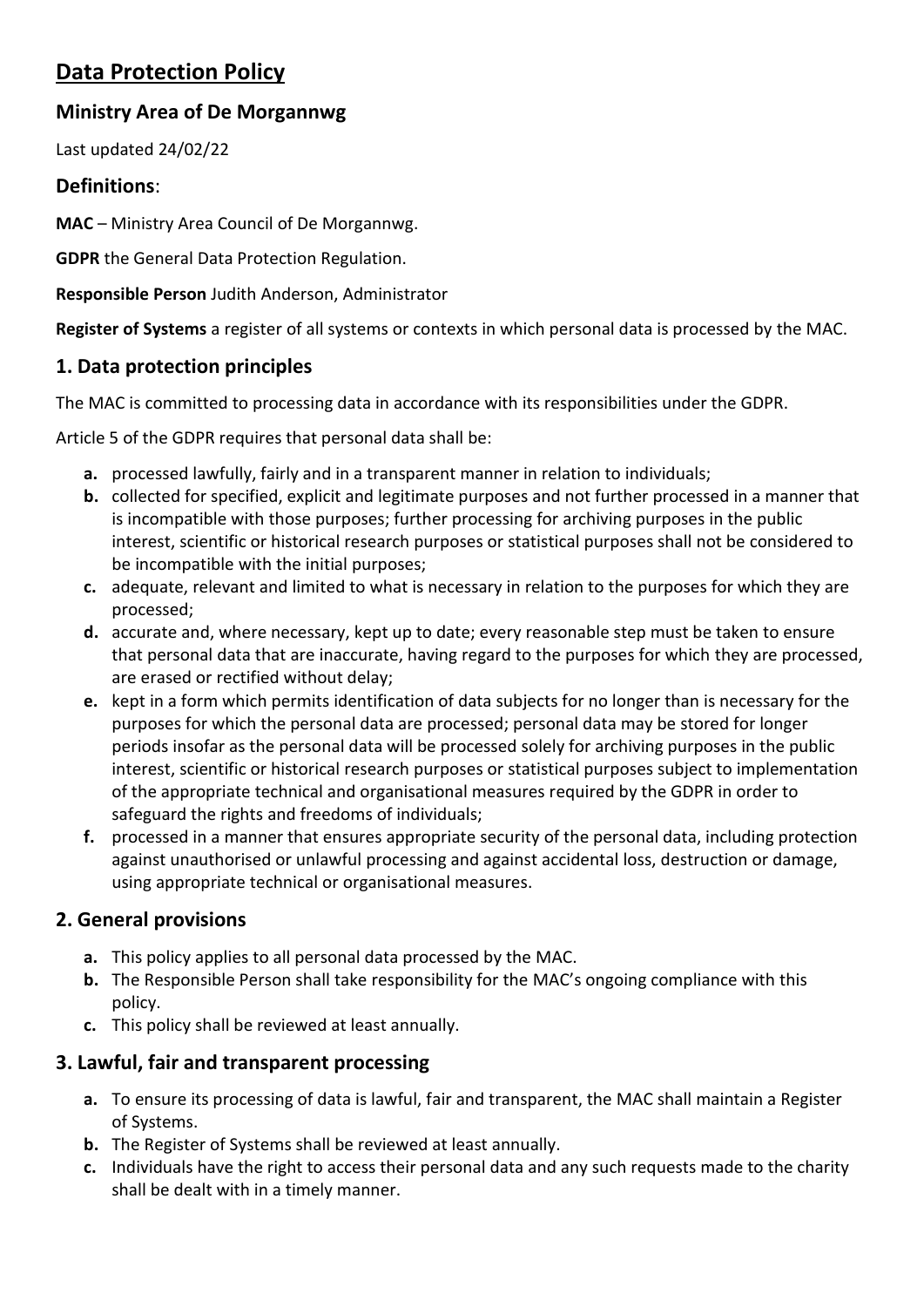# Data Protection Policy

## Ministry Area of De Morgannwg

Last updated 24/02/22

## Definitions:

**MAC** – Ministry Area Council of De Morgannwg.

**GDPR** the General Data Protection Regulation.

**Responsible Person** Judith Anderson, Administrator

**Register of Systems** a register of all systems or contexts in which personal data is processed by the MAC.

## 1. Data protection principles

The MAC is committed to processing data in accordance with its responsibilities under the GDPR.

Article 5 of the GDPR requires that personal data shall be:

- **a.** processed lawfully, fairly and in a transparent manner in relation to individuals;
- **b.** collected for specified, explicit and legitimate purposes and not further processed in a manner that is incompatible with those purposes; further processing for archiving purposes in the public interest, scientific or historical research purposes or statistical purposes shall not be considered to be incompatible with the initial purposes;
- **c.** adequate, relevant and limited to what is necessary in relation to the purposes for which they are processed;
- **d.** accurate and, where necessary, kept up to date; every reasonable step must be taken to ensure that personal data that are inaccurate, having regard to the purposes for which they are processed, are erased or rectified without delay;
- **e.** kept in a form which permits identification of data subjects for no longer than is necessary for the purposes for which the personal data are processed; personal data may be stored for longer periods insofar as the personal data will be processed solely for archiving purposes in the public interest, scientific or historical research purposes or statistical purposes subject to implementation of the appropriate technical and organisational measures required by the GDPR in order to safeguard the rights and freedoms of individuals;
- **f.** processed in a manner that ensures appropriate security of the personal data, including protection against unauthorised or unlawful processing and against accidental loss, destruction or damage, using appropriate technical or organisational measures.

## 2. General provisions

- **a.** This policy applies to all personal data processed by the MAC.
- **b.** The Responsible Person shall take responsibility for the MAC's ongoing compliance with this policy.
- **c.** This policy shall be reviewed at least annually.

## 3. Lawful, fair and transparent processing

- **a.** To ensure its processing of data is lawful, fair and transparent, the MAC shall maintain a Register of Systems.
- **b.** The Register of Systems shall be reviewed at least annually.
- **c.** Individuals have the right to access their personal data and any such requests made to the charity shall be dealt with in a timely manner.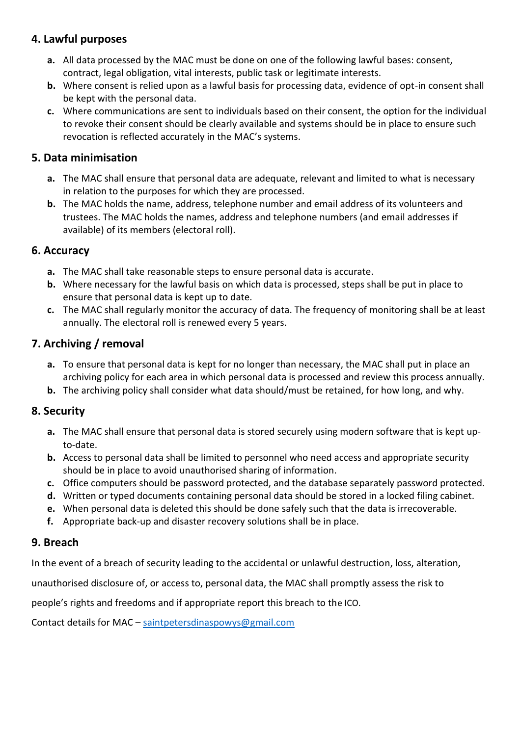## 4. Lawful purposes

- **a.** All data processed by the MAC must be done on one of the following lawful bases: consent, contract, legal obligation, vital interests, public task or legitimate interests.
- **b.** Where consent is relied upon as a lawful basis for processing data, evidence of opt-in consent shall be kept with the personal data.
- **c.** Where communications are sent to individuals based on their consent, the option for the individual to revoke their consent should be clearly available and systems should be in place to ensure such revocation is reflected accurately in the MAC's systems.

## 5. Data minimisation

- **a.** The MAC shall ensure that personal data are adequate, relevant and limited to what is necessary in relation to the purposes for which they are processed.
- **b.** The MAC holds the name, address, telephone number and email address of its volunteers and trustees. The MAC holds the names, address and telephone numbers (and email addresses if available) of its members (electoral roll).

## 6. Accuracy

- **a.** The MAC shall take reasonable steps to ensure personal data is accurate.
- **b.** Where necessary for the lawful basis on which data is processed, steps shall be put in place to ensure that personal data is kept up to date.
- **c.** The MAC shall regularly monitor the accuracy of data. The frequency of monitoring shall be at least annually. The electoral roll is renewed every 5 years.

## 7. Archiving / removal

- **a.** To ensure that personal data is kept for no longer than necessary, the MAC shall put in place an archiving policy for each area in which personal data is processed and review this process annually.
- **b.** The archiving policy shall consider what data should/must be retained, for how long, and why.

## 8. Security

- **a.** The MAC shall ensure that personal data is stored securely using modern software that is kept up-to-date.
- **b.** Access to personal data shall be limited to personnel who need access and appropriate security should be in place to avoid unauthorised sharing of information.
- **c.** Office computers should be password protected, and the database separately password protected.
- **d.** Written or typed documents containing personal data should be stored in a locked filing cabinet.
- **e.** When personal data is deleted this should be done safely such that the data is irrecoverable.
- **f.** Appropriate back-up and disaster recovery solutions shall be in place.

## 9. Breach

In the event of a breach of security leading to the accidental or unlawful destruction, loss, alteration, unauthorised disclosure of, or access to, personal data, the MAC shall promptly assess the risk to people's rights and freedoms and if appropriate report this breach to the ICO.

Contact details for MAC – saintpetersdinaspowys@gmail.com